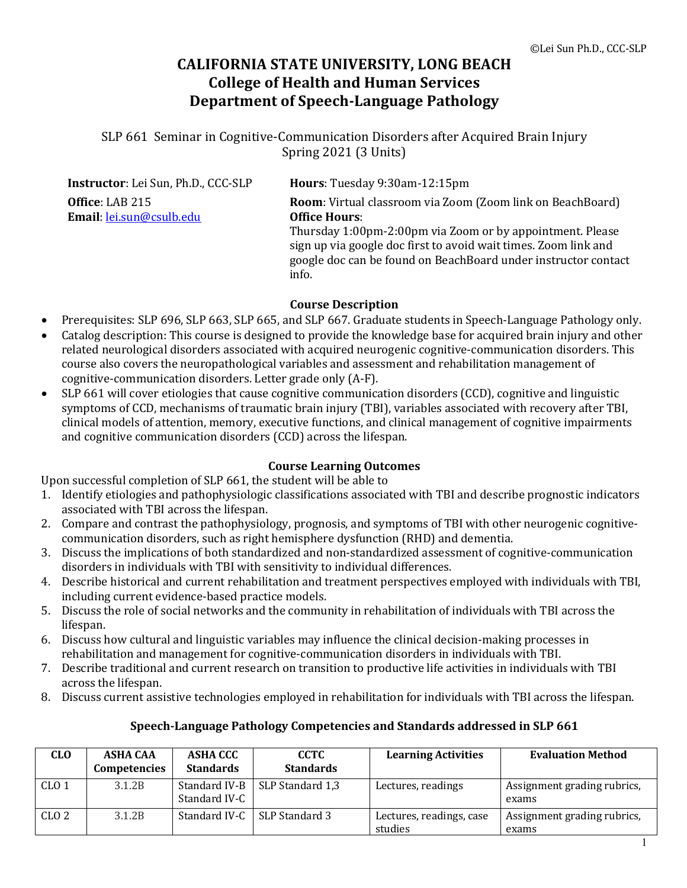©Lei Sun Ph.D., CCC-SLP

# CALIFORNIA STATE UNIVERSITY, LONG BEACH
## College of Health and Human Services
## Department of Speech-Language Pathology

SLP 661 Seminar in Cognitive-Communication Disorders after Acquired Brain Injury
Spring 2021 (3 Units)

**Instructor**: Lei Sun, Ph.D., CCC-SLP
**Office**: LAB 215
**Email**: lei.sun@csulb.edu

**Hours**: Tuesday 9:30am-12:15pm
**Room**: Virtual classroom via Zoom (Zoom link on BeachBoard)
**Office Hours**:
Thursday 1:00pm-2:00pm via Zoom or by appointment. Please sign up via google doc first to avoid wait times. Zoom link and google doc can be found on BeachBoard under instructor contact info.

### Course Description

- Prerequisites: SLP 696, SLP 663, SLP 665, and SLP 667. Graduate students in Speech-Language Pathology only.
- Catalog description: This course is designed to provide the knowledge base for acquired brain injury and other related neurological disorders associated with acquired neurogenic cognitive-communication disorders. This course also covers the neuropathological variables and assessment and rehabilitation management of cognitive-communication disorders. Letter grade only (A-F).
- SLP 661 will cover etiologies that cause cognitive communication disorders (CCD), cognitive and linguistic symptoms of CCD, mechanisms of traumatic brain injury (TBI), variables associated with recovery after TBI, clinical models of attention, memory, executive functions, and clinical management of cognitive impairments and cognitive communication disorders (CCD) across the lifespan.

### Course Learning Outcomes

Upon successful completion of SLP 661, the student will be able to

1. Identify etiologies and pathophysiologic classifications associated with TBI and describe prognostic indicators associated with TBI across the lifespan.
2. Compare and contrast the pathophysiology, prognosis, and symptoms of TBI with other neurogenic cognitive-communication disorders, such as right hemisphere dysfunction (RHD) and dementia.
3. Discuss the implications of both standardized and non-standardized assessment of cognitive-communication disorders in individuals with TBI with sensitivity to individual differences.
4. Describe historical and current rehabilitation and treatment perspectives employed with individuals with TBI, including current evidence-based practice models.
5. Discuss the role of social networks and the community in rehabilitation of individuals with TBI across the lifespan.
6. Discuss how cultural and linguistic variables may influence the clinical decision-making processes in rehabilitation and management for cognitive-communication disorders in individuals with TBI.
7. Describe traditional and current research on transition to productive life activities in individuals with TBI across the lifespan.
8. Discuss current assistive technologies employed in rehabilitation for individuals with TBI across the lifespan.

### Speech-Language Pathology Competencies and Standards addressed in SLP 661

| CLO | ASHA CAA Competencies | ASHA CCC Standards | CCTC Standards | Learning Activities | Evaluation Method |
|---|---|---|---|---|---|
| CLO 1 | 3.1.2B | Standard IV-B Standard IV-C | SLP Standard 1,3 | Lectures, readings | Assignment grading rubrics, exams |
| CLO 2 | 3.1.2B | Standard IV-C | SLP Standard 3 | Lectures, readings, case studies | Assignment grading rubrics, exams |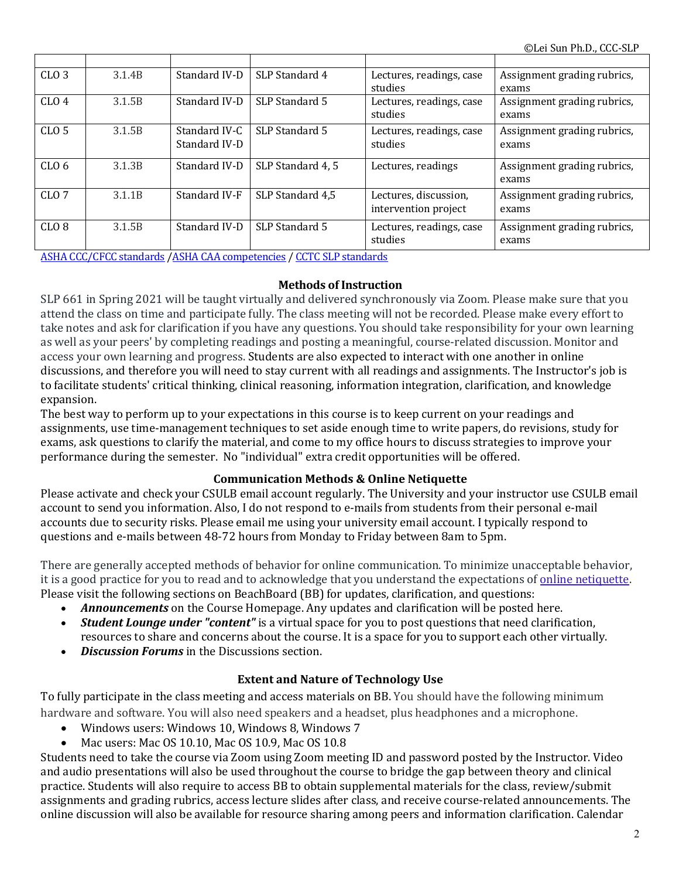| | | | | | |
|---|---|---|---|---|---|
| CLO 3 | 3.1.4B | Standard IV-D | SLP Standard 4 | Lectures, readings, case studies | Assignment grading rubrics, exams |
| CLO 4 | 3.1.5B | Standard IV-D | SLP Standard 5 | Lectures, readings, case studies | Assignment grading rubrics, exams |
| CLO 5 | 3.1.5B | Standard IV-C Standard IV-D | SLP Standard 5 | Lectures, readings, case studies | Assignment grading rubrics, exams |
| CLO 6 | 3.1.3B | Standard IV-D | SLP Standard 4, 5 | Lectures, readings | Assignment grading rubrics, exams |
| CLO 7 | 3.1.1B | Standard IV-F | SLP Standard 4,5 | Lectures, discussion, intervention project | Assignment grading rubrics, exams |
| CLO 8 | 3.1.5B | Standard IV-D | SLP Standard 5 | Lectures, readings, case studies | Assignment grading rubrics, exams |

ASHA CCC/CFCC standards / ASHA CAA competencies / CCTC SLP standards

## Methods of Instruction

SLP 661 in Spring 2021 will be taught virtually and delivered synchronously via Zoom. Please make sure that you attend the class on time and participate fully. The class meeting will not be recorded. Please make every effort to take notes and ask for clarification if you have any questions. You should take responsibility for your own learning as well as your peers' by completing readings and posting a meaningful, course-related discussion. Monitor and access your own learning and progress. Students are also expected to interact with one another in online discussions, and therefore you will need to stay current with all readings and assignments. The Instructor's job is to facilitate students' critical thinking, clinical reasoning, information integration, clarification, and knowledge expansion.

The best way to perform up to your expectations in this course is to keep current on your readings and assignments, use time-management techniques to set aside enough time to write papers, do revisions, study for exams, ask questions to clarify the material, and come to my office hours to discuss strategies to improve your performance during the semester. No "individual" extra credit opportunities will be offered.

## Communication Methods & Online Netiquette

Please activate and check your CSULB email account regularly. The University and your instructor use CSULB email account to send you information. Also, I do not respond to e-mails from students from their personal e-mail accounts due to security risks. Please email me using your university email account. I typically respond to questions and e-mails between 48-72 hours from Monday to Friday between 8am to 5pm.

There are generally accepted methods of behavior for online communication. To minimize unacceptable behavior, it is a good practice for you to read and to acknowledge that you understand the expectations of online netiquette. Please visit the following sections on BeachBoard (BB) for updates, clarification, and questions:

- ***Announcements*** on the Course Homepage. Any updates and clarification will be posted here.
- ***Student Lounge under "content"*** is a virtual space for you to post questions that need clarification, resources to share and concerns about the course. It is a space for you to support each other virtually.
- ***Discussion Forums*** in the Discussions section.

## Extent and Nature of Technology Use

To fully participate in the class meeting and access materials on BB. You should have the following minimum hardware and software. You will also need speakers and a headset, plus headphones and a microphone.

- Windows users: Windows 10, Windows 8, Windows 7
- Mac users: Mac OS 10.10, Mac OS 10.9, Mac OS 10.8

Students need to take the course via Zoom using Zoom meeting ID and password posted by the Instructor. Video and audio presentations will also be used throughout the course to bridge the gap between theory and clinical practice. Students will also require to access BB to obtain supplemental materials for the class, review/submit assignments and grading rubrics, access lecture slides after class, and receive course-related announcements. The online discussion will also be available for resource sharing among peers and information clarification. Calendar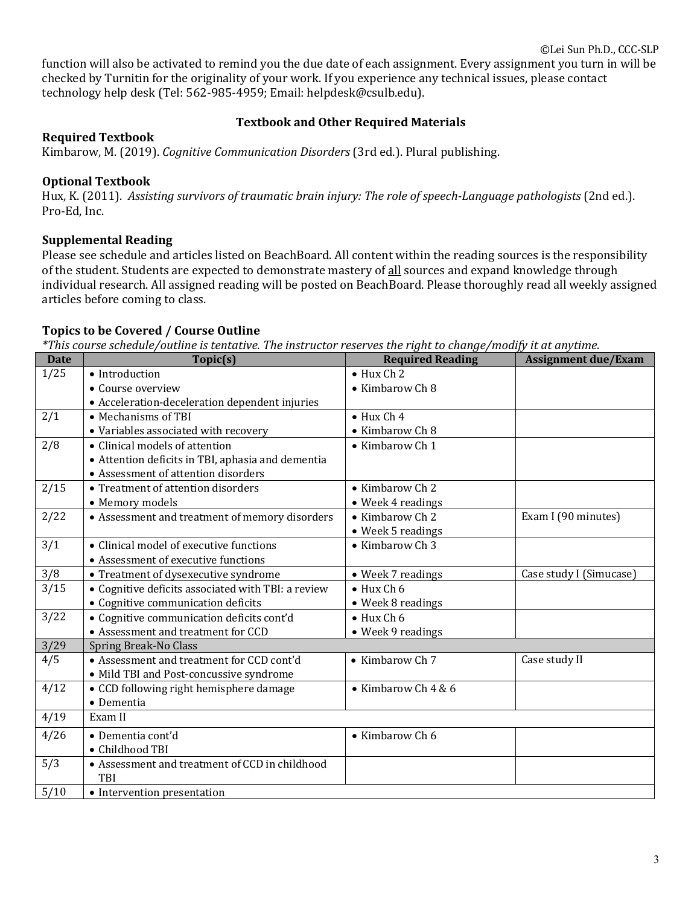function will also be activated to remind you the due date of each assignment. Every assignment you turn in will be checked by Turnitin for the originality of your work. If you experience any technical issues, please contact technology help desk (Tel: 562-985-4959; Email: helpdesk@csulb.edu).

## Textbook and Other Required Materials

### Required Textbook

Kimbarow, M. (2019). *Cognitive Communication Disorders* (3rd ed.). Plural publishing.

### Optional Textbook

Hux, K. (2011). *Assisting survivors of traumatic brain injury: The role of speech-Language pathologists* (2nd ed.). Pro-Ed, Inc.

### Supplemental Reading

Please see schedule and articles listed on BeachBoard. All content within the reading sources is the responsibility of the student. Students are expected to demonstrate mastery of <u>all</u> sources and expand knowledge through individual research. All assigned reading will be posted on BeachBoard. Please thoroughly read all weekly assigned articles before coming to class.

### Topics to be Covered / Course Outline

*\*This course schedule/outline is tentative. The instructor reserves the right to change/modify it at anytime.*

| Date | Topic(s) | Required Reading | Assignment due/Exam |
|---|---|---|---|
| 1/25 | • Introduction<br>• Course overview<br>• Acceleration-deceleration dependent injuries | • Hux Ch 2<br>• Kimbarow Ch 8 | |
| 2/1 | • Mechanisms of TBI<br>• Variables associated with recovery | • Hux Ch 4<br>• Kimbarow Ch 8 | |
| 2/8 | • Clinical models of attention<br>• Attention deficits in TBI, aphasia and dementia<br>• Assessment of attention disorders | • Kimbarow Ch 1 | |
| 2/15 | • Treatment of attention disorders<br>• Memory models | • Kimbarow Ch 2<br>• Week 4 readings | |
| 2/22 | • Assessment and treatment of memory disorders | • Kimbarow Ch 2<br>• Week 5 readings | Exam I (90 minutes) |
| 3/1 | • Clinical model of executive functions<br>• Assessment of executive functions | • Kimbarow Ch 3 | |
| 3/8 | • Treatment of dysexecutive syndrome | • Week 7 readings | Case study I (Simucase) |
| 3/15 | • Cognitive deficits associated with TBI: a review<br>• Cognitive communication deficits | • Hux Ch 6<br>• Week 8 readings | |
| 3/22 | • Cognitive communication deficits cont'd<br>• Assessment and treatment for CCD | • Hux Ch 6<br>• Week 9 readings | |
| 3/29 | Spring Break-No Class | | |
| 4/5 | • Assessment and treatment for CCD cont'd<br>• Mild TBI and Post-concussive syndrome | • Kimbarow Ch 7 | Case study II |
| 4/12 | • CCD following right hemisphere damage<br>• Dementia | • Kimbarow Ch 4 & 6 | |
| 4/19 | Exam II | | |
| 4/26 | • Dementia cont'd<br>• Childhood TBI | • Kimbarow Ch 6 | |
| 5/3 | • Assessment and treatment of CCD in childhood TBI | | |
| 5/10 | • Intervention presentation | | |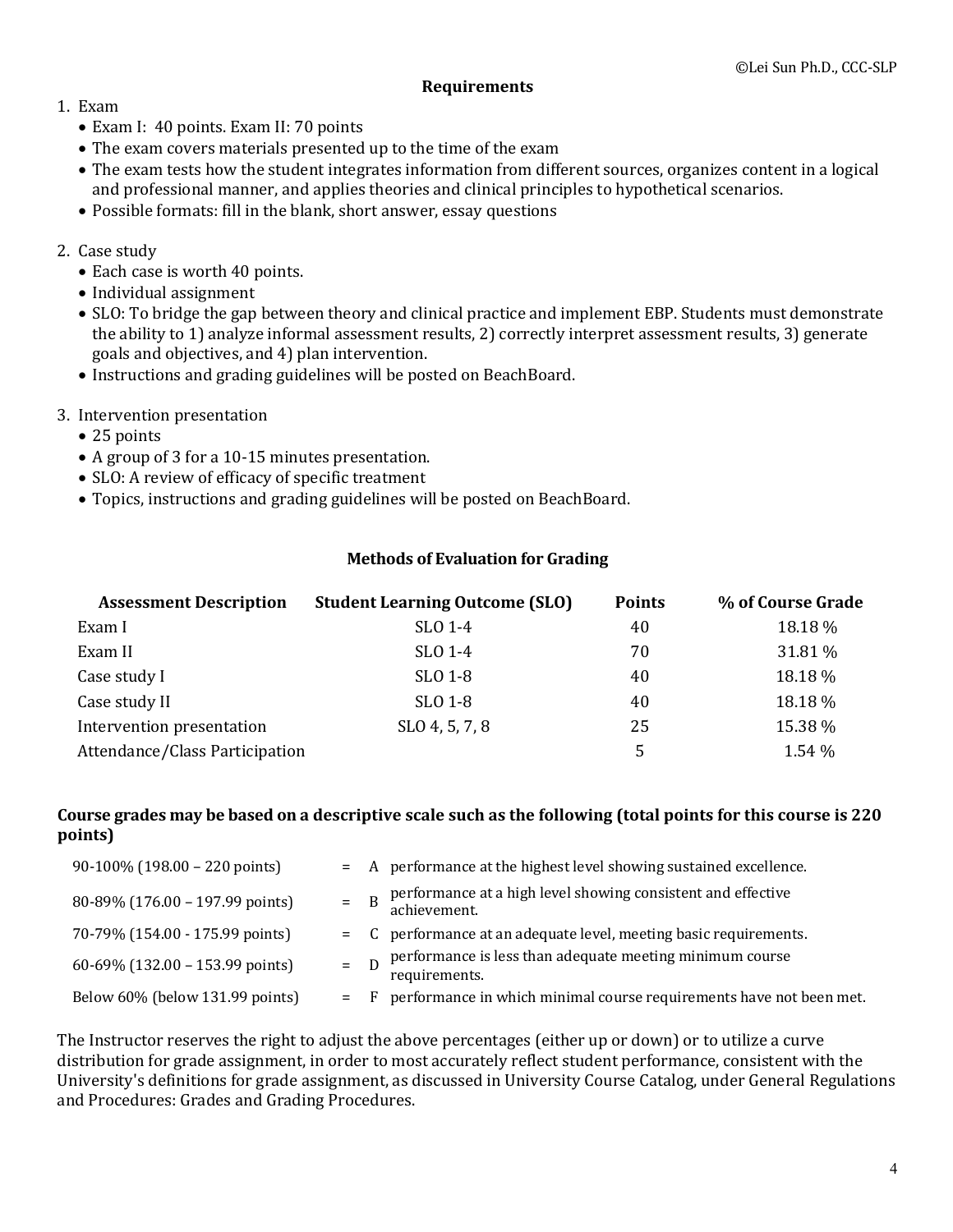## Requirements

1. Exam
    - Exam I: 40 points. Exam II: 70 points
    - The exam covers materials presented up to the time of the exam
    - The exam tests how the student integrates information from different sources, organizes content in a logical and professional manner, and applies theories and clinical principles to hypothetical scenarios.
    - Possible formats: fill in the blank, short answer, essay questions

2. Case study
    - Each case is worth 40 points.
    - Individual assignment
    - SLO: To bridge the gap between theory and clinical practice and implement EBP. Students must demonstrate the ability to 1) analyze informal assessment results, 2) correctly interpret assessment results, 3) generate goals and objectives, and 4) plan intervention.
    - Instructions and grading guidelines will be posted on BeachBoard.

3. Intervention presentation
    - 25 points
    - A group of 3 for a 10-15 minutes presentation.
    - SLO: A review of efficacy of specific treatment
    - Topics, instructions and grading guidelines will be posted on BeachBoard.

### Methods of Evaluation for Grading

| Assessment Description | Student Learning Outcome (SLO) | Points | % of Course Grade |
|---|---|---|---|
| Exam I | SLO 1-4 | 40 | 18.18 % |
| Exam II | SLO 1-4 | 70 | 31.81 % |
| Case study I | SLO 1-8 | 40 | 18.18 % |
| Case study II | SLO 1-8 | 40 | 18.18 % |
| Intervention presentation | SLO 4, 5, 7, 8 | 25 | 15.38 % |
| Attendance/Class Participation | | 5 | 1.54 % |

**Course grades may be based on a descriptive scale such as the following (total points for this course is 220 points)**

| | | | |
|---|---|---|---|
| 90-100% (198.00 – 220 points) | = | A | performance at the highest level showing sustained excellence. |
| 80-89% (176.00 – 197.99 points) | = | B | performance at a high level showing consistent and effective achievement. |
| 70-79% (154.00 - 175.99 points) | = | C | performance at an adequate level, meeting basic requirements. |
| 60-69% (132.00 – 153.99 points) | = | D | performance is less than adequate meeting minimum course requirements. |
| Below 60% (below 131.99 points) | = | F | performance in which minimal course requirements have not been met. |

The Instructor reserves the right to adjust the above percentages (either up or down) or to utilize a curve distribution for grade assignment, in order to most accurately reflect student performance, consistent with the University's definitions for grade assignment, as discussed in University Course Catalog, under General Regulations and Procedures: Grades and Grading Procedures.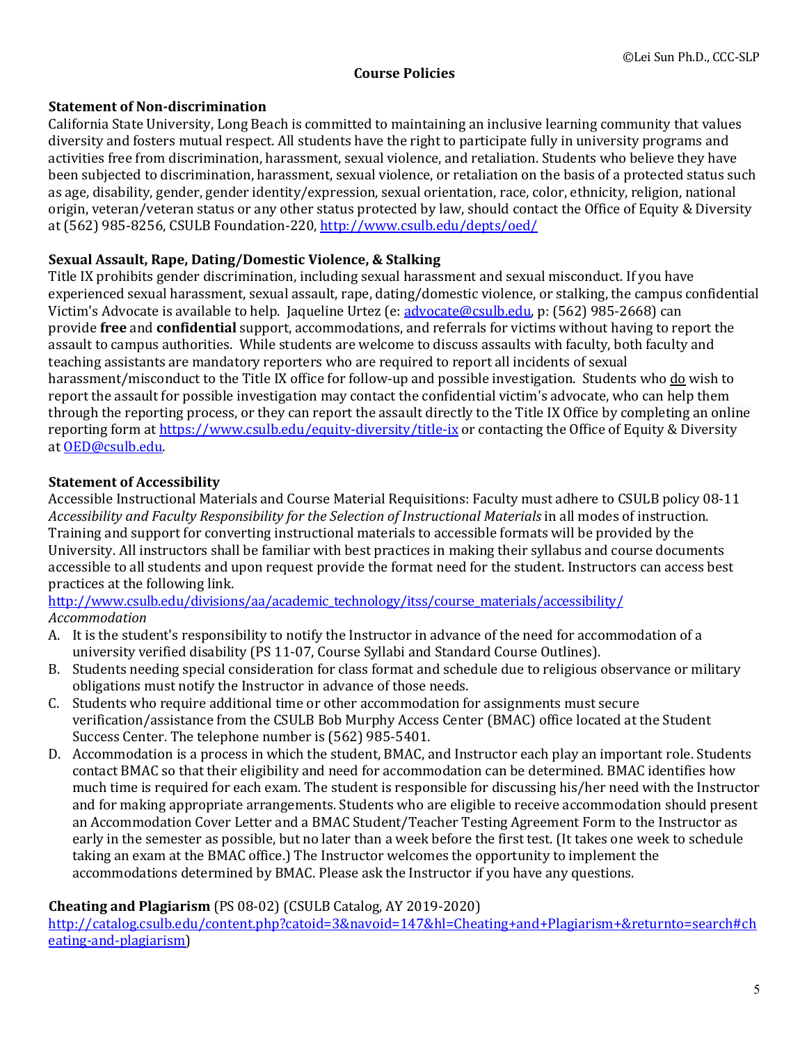## Course Policies

**Statement of Non-discrimination**

California State University, Long Beach is committed to maintaining an inclusive learning community that values diversity and fosters mutual respect. All students have the right to participate fully in university programs and activities free from discrimination, harassment, sexual violence, and retaliation. Students who believe they have been subjected to discrimination, harassment, sexual violence, or retaliation on the basis of a protected status such as age, disability, gender, gender identity/expression, sexual orientation, race, color, ethnicity, religion, national origin, veteran/veteran status or any other status protected by law, should contact the Office of Equity & Diversity at (562) 985-8256, CSULB Foundation-220, http://www.csulb.edu/depts/oed/

**Sexual Assault, Rape, Dating/Domestic Violence, & Stalking**

Title IX prohibits gender discrimination, including sexual harassment and sexual misconduct. If you have experienced sexual harassment, sexual assault, rape, dating/domestic violence, or stalking, the campus confidential Victim's Advocate is available to help. Jaqueline Urtez (e: advocate@csulb.edu, p: (562) 985-2668) can provide **free** and **confidential** support, accommodations, and referrals for victims without having to report the assault to campus authorities. While students are welcome to discuss assaults with faculty, both faculty and teaching assistants are mandatory reporters who are required to report all incidents of sexual harassment/misconduct to the Title IX office for follow-up and possible investigation. Students who do wish to report the assault for possible investigation may contact the confidential victim's advocate, who can help them through the reporting process, or they can report the assault directly to the Title IX Office by completing an online reporting form at https://www.csulb.edu/equity-diversity/title-ix or contacting the Office of Equity & Diversity at OED@csulb.edu.

**Statement of Accessibility**

Accessible Instructional Materials and Course Material Requisitions: Faculty must adhere to CSULB policy 08-11 *Accessibility and Faculty Responsibility for the Selection of Instructional Materials* in all modes of instruction. Training and support for converting instructional materials to accessible formats will be provided by the University. All instructors shall be familiar with best practices in making their syllabus and course documents accessible to all students and upon request provide the format need for the student. Instructors can access best practices at the following link.
http://www.csulb.edu/divisions/aa/academic_technology/itss/course_materials/accessibility/

*Accommodation*

A. It is the student's responsibility to notify the Instructor in advance of the need for accommodation of a university verified disability (PS 11-07, Course Syllabi and Standard Course Outlines).
B. Students needing special consideration for class format and schedule due to religious observance or military obligations must notify the Instructor in advance of those needs.
C. Students who require additional time or other accommodation for assignments must secure verification/assistance from the CSULB Bob Murphy Access Center (BMAC) office located at the Student Success Center. The telephone number is (562) 985-5401.
D. Accommodation is a process in which the student, BMAC, and Instructor each play an important role. Students contact BMAC so that their eligibility and need for accommodation can be determined. BMAC identifies how much time is required for each exam. The student is responsible for discussing his/her need with the Instructor and for making appropriate arrangements. Students who are eligible to receive accommodation should present an Accommodation Cover Letter and a BMAC Student/Teacher Testing Agreement Form to the Instructor as early in the semester as possible, but no later than a week before the first test. (It takes one week to schedule taking an exam at the BMAC office.) The Instructor welcomes the opportunity to implement the accommodations determined by BMAC. Please ask the Instructor if you have any questions.

**Cheating and Plagiarism** (PS 08-02) (CSULB Catalog, AY 2019-2020)
http://catalog.csulb.edu/content.php?catoid=3&navoid=147&hl=Cheating+and+Plagiarism+&returnto=search#cheating-and-plagiarism)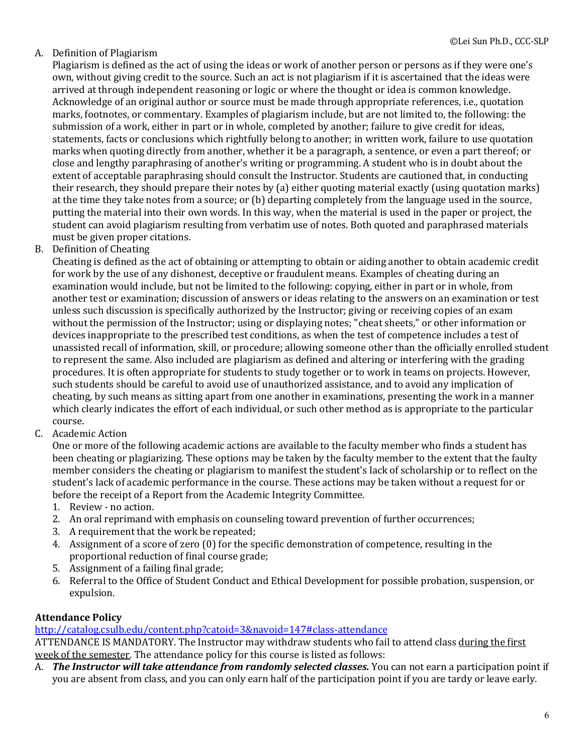A. Definition of Plagiarism

Plagiarism is defined as the act of using the ideas or work of another person or persons as if they were one's own, without giving credit to the source. Such an act is not plagiarism if it is ascertained that the ideas were arrived at through independent reasoning or logic or where the thought or idea is common knowledge. Acknowledge of an original author or source must be made through appropriate references, i.e., quotation marks, footnotes, or commentary. Examples of plagiarism include, but are not limited to, the following: the submission of a work, either in part or in whole, completed by another; failure to give credit for ideas, statements, facts or conclusions which rightfully belong to another; in written work, failure to use quotation marks when quoting directly from another, whether it be a paragraph, a sentence, or even a part thereof; or close and lengthy paraphrasing of another's writing or programming. A student who is in doubt about the extent of acceptable paraphrasing should consult the Instructor. Students are cautioned that, in conducting their research, they should prepare their notes by (a) either quoting material exactly (using quotation marks) at the time they take notes from a source; or (b) departing completely from the language used in the source, putting the material into their own words. In this way, when the material is used in the paper or project, the student can avoid plagiarism resulting from verbatim use of notes. Both quoted and paraphrased materials must be given proper citations.

B. Definition of Cheating

Cheating is defined as the act of obtaining or attempting to obtain or aiding another to obtain academic credit for work by the use of any dishonest, deceptive or fraudulent means. Examples of cheating during an examination would include, but not be limited to the following: copying, either in part or in whole, from another test or examination; discussion of answers or ideas relating to the answers on an examination or test unless such discussion is specifically authorized by the Instructor; giving or receiving copies of an exam without the permission of the Instructor; using or displaying notes; "cheat sheets," or other information or devices inappropriate to the prescribed test conditions, as when the test of competence includes a test of unassisted recall of information, skill, or procedure; allowing someone other than the officially enrolled student to represent the same. Also included are plagiarism as defined and altering or interfering with the grading procedures. It is often appropriate for students to study together or to work in teams on projects. However, such students should be careful to avoid use of unauthorized assistance, and to avoid any implication of cheating, by such means as sitting apart from one another in examinations, presenting the work in a manner which clearly indicates the effort of each individual, or such other method as is appropriate to the particular course.

C. Academic Action

One or more of the following academic actions are available to the faculty member who finds a student has been cheating or plagiarizing. These options may be taken by the faculty member to the extent that the faulty member considers the cheating or plagiarism to manifest the student's lack of scholarship or to reflect on the student's lack of academic performance in the course. These actions may be taken without a request for or before the receipt of a Report from the Academic Integrity Committee.

1. Review - no action.
2. An oral reprimand with emphasis on counseling toward prevention of further occurrences;
3. A requirement that the work be repeated;
4. Assignment of a score of zero (0) for the specific demonstration of competence, resulting in the proportional reduction of final course grade;
5. Assignment of a failing final grade;
6. Referral to the Office of Student Conduct and Ethical Development for possible probation, suspension, or expulsion.

**Attendance Policy**

http://catalog.csulb.edu/content.php?catoid=3&navoid=147#class-attendance

ATTENDANCE IS MANDATORY. The Instructor may withdraw students who fail to attend class during the first week of the semester. The attendance policy for this course is listed as follows:

A. ***The Instructor will take attendance from randomly selected classes.*** You can not earn a participation point if you are absent from class, and you can only earn half of the participation point if you are tardy or leave early.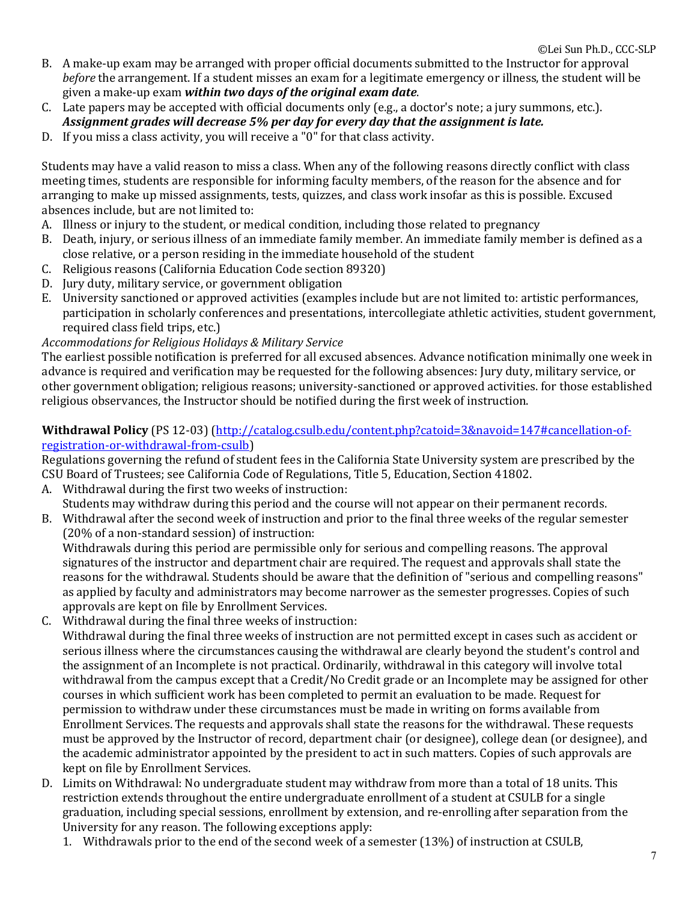B. A make-up exam may be arranged with proper official documents submitted to the Instructor for approval *before* the arrangement. If a student misses an exam for a legitimate emergency or illness, the student will be given a make-up exam ***within two days of the original exam date***.
C. Late papers may be accepted with official documents only (e.g., a doctor's note; a jury summons, etc.). ***Assignment grades will decrease 5% per day for every day that the assignment is late.***
D. If you miss a class activity, you will receive a "0" for that class activity.

Students may have a valid reason to miss a class. When any of the following reasons directly conflict with class meeting times, students are responsible for informing faculty members, of the reason for the absence and for arranging to make up missed assignments, tests, quizzes, and class work insofar as this is possible. Excused absences include, but are not limited to:

A. Illness or injury to the student, or medical condition, including those related to pregnancy
B. Death, injury, or serious illness of an immediate family member. An immediate family member is defined as a close relative, or a person residing in the immediate household of the student
C. Religious reasons (California Education Code section 89320)
D. Jury duty, military service, or government obligation
E. University sanctioned or approved activities (examples include but are not limited to: artistic performances, participation in scholarly conferences and presentations, intercollegiate athletic activities, student government, required class field trips, etc.)

*Accommodations for Religious Holidays & Military Service*

The earliest possible notification is preferred for all excused absences. Advance notification minimally one week in advance is required and verification may be requested for the following absences: Jury duty, military service, or other government obligation; religious reasons; university-sanctioned or approved activities. for those established religious observances, the Instructor should be notified during the first week of instruction.

**Withdrawal Policy** (PS 12-03) ([http://catalog.csulb.edu/content.php?catoid=3&navoid=147#cancellation-of-registration-or-withdrawal-from-csulb](http://catalog.csulb.edu/content.php?catoid=3&navoid=147#cancellation-of-registration-or-withdrawal-from-csulb))

Regulations governing the refund of student fees in the California State University system are prescribed by the CSU Board of Trustees; see California Code of Regulations, Title 5, Education, Section 41802.

A. Withdrawal during the first two weeks of instruction:
   Students may withdraw during this period and the course will not appear on their permanent records.
B. Withdrawal after the second week of instruction and prior to the final three weeks of the regular semester (20% of a non-standard session) of instruction:
   Withdrawals during this period are permissible only for serious and compelling reasons. The approval signatures of the instructor and department chair are required. The request and approvals shall state the reasons for the withdrawal. Students should be aware that the definition of "serious and compelling reasons" as applied by faculty and administrators may become narrower as the semester progresses. Copies of such approvals are kept on file by Enrollment Services.
C. Withdrawal during the final three weeks of instruction:
   Withdrawal during the final three weeks of instruction are not permitted except in cases such as accident or serious illness where the circumstances causing the withdrawal are clearly beyond the student's control and the assignment of an Incomplete is not practical. Ordinarily, withdrawal in this category will involve total withdrawal from the campus except that a Credit/No Credit grade or an Incomplete may be assigned for other courses in which sufficient work has been completed to permit an evaluation to be made. Request for permission to withdraw under these circumstances must be made in writing on forms available from Enrollment Services. The requests and approvals shall state the reasons for the withdrawal. These requests must be approved by the Instructor of record, department chair (or designee), college dean (or designee), and the academic administrator appointed by the president to act in such matters. Copies of such approvals are kept on file by Enrollment Services.
D. Limits on Withdrawal: No undergraduate student may withdraw from more than a total of 18 units. This restriction extends throughout the entire undergraduate enrollment of a student at CSULB for a single graduation, including special sessions, enrollment by extension, and re-enrolling after separation from the University for any reason. The following exceptions apply:
   1. Withdrawals prior to the end of the second week of a semester (13%) of instruction at CSULB,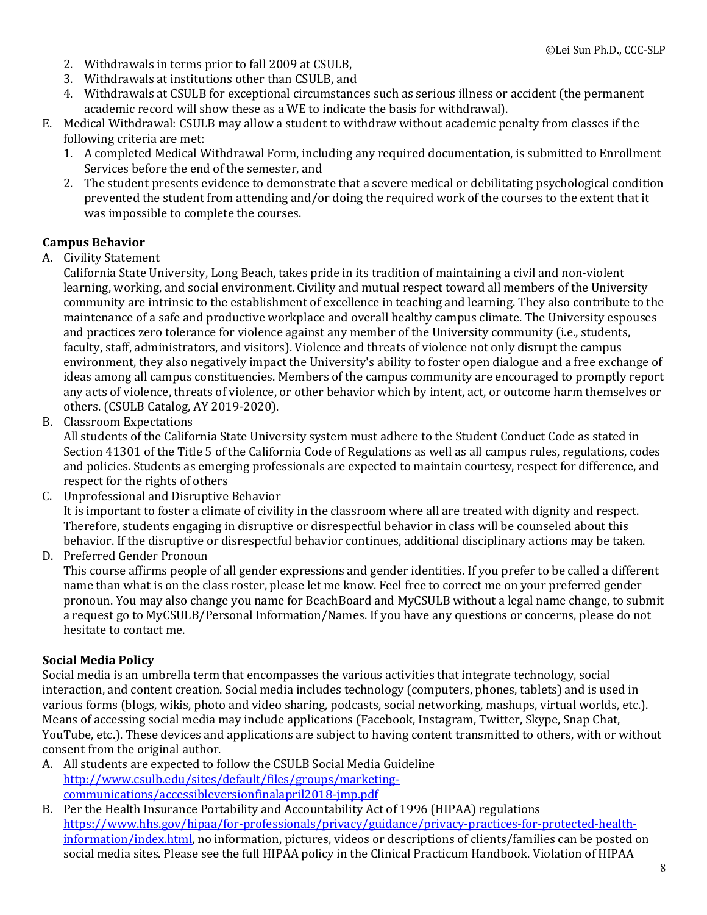2. Withdrawals in terms prior to fall 2009 at CSULB,
3. Withdrawals at institutions other than CSULB, and
4. Withdrawals at CSULB for exceptional circumstances such as serious illness or accident (the permanent academic record will show these as a WE to indicate the basis for withdrawal).

E. Medical Withdrawal: CSULB may allow a student to withdraw without academic penalty from classes if the following criteria are met:
   1. A completed Medical Withdrawal Form, including any required documentation, is submitted to Enrollment Services before the end of the semester, and
   2. The student presents evidence to demonstrate that a severe medical or debilitating psychological condition prevented the student from attending and/or doing the required work of the courses to the extent that it was impossible to complete the courses.

**Campus Behavior**

A. Civility Statement
   California State University, Long Beach, takes pride in its tradition of maintaining a civil and non-violent learning, working, and social environment. Civility and mutual respect toward all members of the University community are intrinsic to the establishment of excellence in teaching and learning. They also contribute to the maintenance of a safe and productive workplace and overall healthy campus climate. The University espouses and practices zero tolerance for violence against any member of the University community (i.e., students, faculty, staff, administrators, and visitors). Violence and threats of violence not only disrupt the campus environment, they also negatively impact the University's ability to foster open dialogue and a free exchange of ideas among all campus constituencies. Members of the campus community are encouraged to promptly report any acts of violence, threats of violence, or other behavior which by intent, act, or outcome harm themselves or others. (CSULB Catalog, AY 2019-2020).

B. Classroom Expectations
   All students of the California State University system must adhere to the Student Conduct Code as stated in Section 41301 of the Title 5 of the California Code of Regulations as well as all campus rules, regulations, codes and policies. Students as emerging professionals are expected to maintain courtesy, respect for difference, and respect for the rights of others

C. Unprofessional and Disruptive Behavior
   It is important to foster a climate of civility in the classroom where all are treated with dignity and respect. Therefore, students engaging in disruptive or disrespectful behavior in class will be counseled about this behavior. If the disruptive or disrespectful behavior continues, additional disciplinary actions may be taken.

D. Preferred Gender Pronoun
   This course affirms people of all gender expressions and gender identities. If you prefer to be called a different name than what is on the class roster, please let me know. Feel free to correct me on your preferred gender pronoun. You may also change you name for BeachBoard and MyCSULB without a legal name change, to submit a request go to MyCSULB/Personal Information/Names. If you have any questions or concerns, please do not hesitate to contact me.

**Social Media Policy**

Social media is an umbrella term that encompasses the various activities that integrate technology, social interaction, and content creation. Social media includes technology (computers, phones, tablets) and is used in various forms (blogs, wikis, photo and video sharing, podcasts, social networking, mashups, virtual worlds, etc.). Means of accessing social media may include applications (Facebook, Instagram, Twitter, Skype, Snap Chat, YouTube, etc.). These devices and applications are subject to having content transmitted to others, with or without consent from the original author.

A. All students are expected to follow the CSULB Social Media Guideline [http://www.csulb.edu/sites/default/files/groups/marketing-communications/accessibleversionfinalapril2018-jmp.pdf](http://www.csulb.edu/sites/default/files/groups/marketing-communications/accessibleversionfinalapril2018-jmp.pdf)

B. Per the Health Insurance Portability and Accountability Act of 1996 (HIPAA) regulations [https://www.hhs.gov/hipaa/for-professionals/privacy/guidance/privacy-practices-for-protected-health-information/index.html](https://www.hhs.gov/hipaa/for-professionals/privacy/guidance/privacy-practices-for-protected-health-information/index.html), no information, pictures, videos or descriptions of clients/families can be posted on social media sites. Please see the full HIPAA policy in the Clinical Practicum Handbook. Violation of HIPAA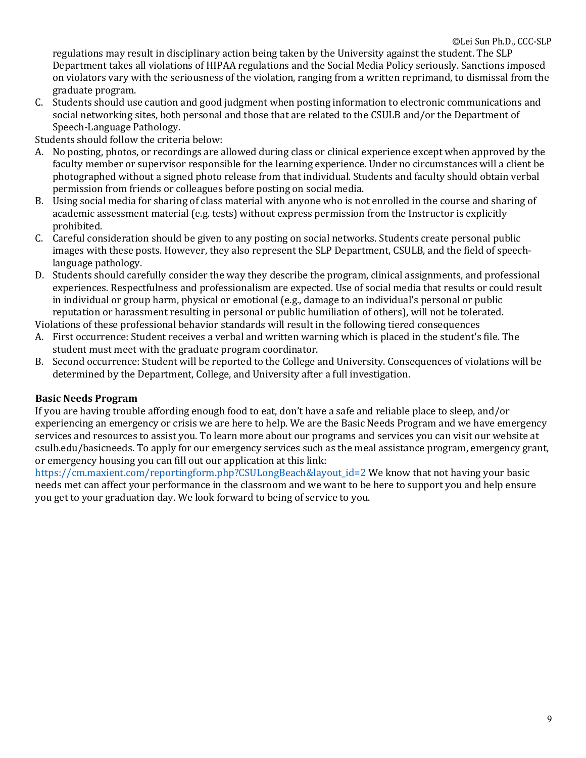regulations may result in disciplinary action being taken by the University against the student. The SLP Department takes all violations of HIPAA regulations and the Social Media Policy seriously. Sanctions imposed on violators vary with the seriousness of the violation, ranging from a written reprimand, to dismissal from the graduate program.

C. Students should use caution and good judgment when posting information to electronic communications and social networking sites, both personal and those that are related to the CSULB and/or the Department of Speech-Language Pathology.

Students should follow the criteria below:

A. No posting, photos, or recordings are allowed during class or clinical experience except when approved by the faculty member or supervisor responsible for the learning experience. Under no circumstances will a client be photographed without a signed photo release from that individual. Students and faculty should obtain verbal permission from friends or colleagues before posting on social media.
B. Using social media for sharing of class material with anyone who is not enrolled in the course and sharing of academic assessment material (e.g. tests) without express permission from the Instructor is explicitly prohibited.
C. Careful consideration should be given to any posting on social networks. Students create personal public images with these posts. However, they also represent the SLP Department, CSULB, and the field of speech-language pathology.
D. Students should carefully consider the way they describe the program, clinical assignments, and professional experiences. Respectfulness and professionalism are expected. Use of social media that results or could result in individual or group harm, physical or emotional (e.g., damage to an individual's personal or public reputation or harassment resulting in personal or public humiliation of others), will not be tolerated.

Violations of these professional behavior standards will result in the following tiered consequences

A. First occurrence: Student receives a verbal and written warning which is placed in the student's file. The student must meet with the graduate program coordinator.
B. Second occurrence: Student will be reported to the College and University. Consequences of violations will be determined by the Department, College, and University after a full investigation.

**Basic Needs Program**

If you are having trouble affording enough food to eat, don't have a safe and reliable place to sleep, and/or experiencing an emergency or crisis we are here to help. We are the Basic Needs Program and we have emergency services and resources to assist you. To learn more about our programs and services you can visit our website at csulb.edu/basicneeds. To apply for our emergency services such as the meal assistance program, emergency grant, or emergency housing you can fill out our application at this link: https://cm.maxient.com/reportingform.php?CSULongBeach&layout_id=2 We know that not having your basic needs met can affect your performance in the classroom and we want to be here to support you and help ensure you get to your graduation day. We look forward to being of service to you.